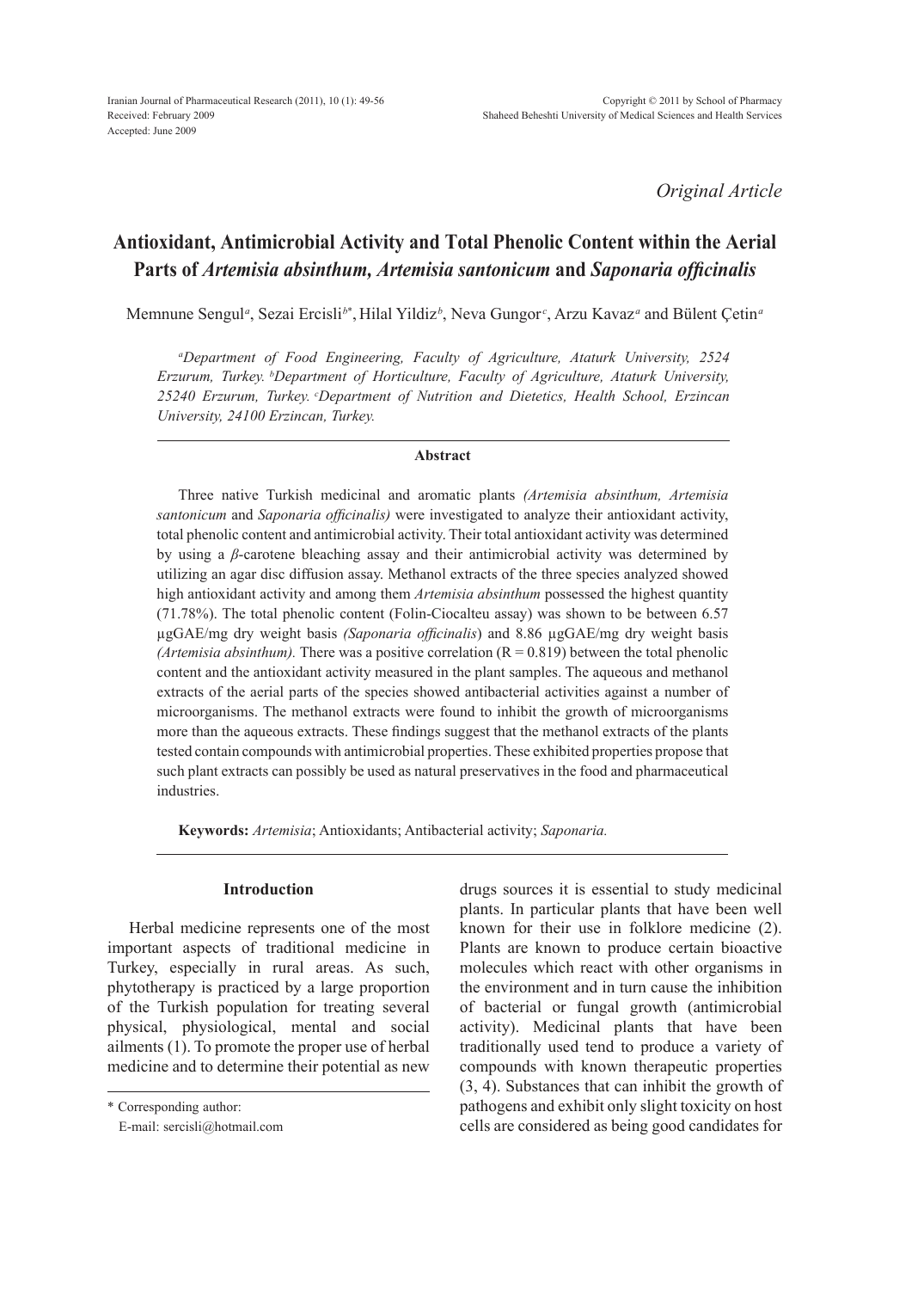Iranian Journal of Pharmaceutical Research (2011), 10 (1): 49-56
Received: February 2009
Accepted: June 2009

Copyright © 2011 by School of Pharmacy
Shaheed Beheshti University of Medical Sciences and Health Services

*Original Article*

# Antioxidant, Antimicrobial Activity and Total Phenolic Content within the Aerial Parts of *Artemisia absinthum*, *Artemisia santonicum* and *Saponaria officinalis*

Memnune Sengul[a], Sezai Ercisli[b*], Hilal Yildiz[b], Neva Gungor[c], Arzu Kavaz[a] and Bülent Çetin[a]

*[a]Department of Food Engineering, Faculty of Agriculture, Ataturk University, 2524 Erzurum, Turkey. [b]Department of Horticulture, Faculty of Agriculture, Ataturk University, 25240 Erzurum, Turkey. [c]Department of Nutrition and Dietetics, Health School, Erzincan University, 24100 Erzincan, Turkey.*

### Abstract

Three native Turkish medicinal and aromatic plants *(Artemisia absinthum, Artemisia santonicum* and *Saponaria officinalis)* were investigated to analyze their antioxidant activity, total phenolic content and antimicrobial activity. Their total antioxidant activity was determined by using a $\beta$-carotene bleaching assay and their antimicrobial activity was determined by utilizing an agar disc diffusion assay. Methanol extracts of the three species analyzed showed high antioxidant activity and among them *Artemisia absinthum* possessed the highest quantity (71.78%). The total phenolic content (Folin-Ciocalteu assay) was shown to be between 6.57 µgGAE/mg dry weight basis *(Saponaria officinalis*) and 8.86 µgGAE/mg dry weight basis *(Artemisia absinthum).* There was a positive correlation ($R = 0.819$) between the total phenolic content and the antioxidant activity measured in the plant samples. The aqueous and methanol extracts of the aerial parts of the species showed antibacterial activities against a number of microorganisms. The methanol extracts were found to inhibit the growth of microorganisms more than the aqueous extracts. These findings suggest that the methanol extracts of the plants tested contain compounds with antimicrobial properties. These exhibited properties propose that such plant extracts can possibly be used as natural preservatives in the food and pharmaceutical industries.

**Keywords:** *Artemisia*; Antioxidants; Antibacterial activity; *Saponaria.*

## Introduction

Herbal medicine represents one of the most important aspects of traditional medicine in Turkey, especially in rural areas. As such, phytotherapy is practiced by a large proportion of the Turkish population for treating several physical, physiological, mental and social ailments (1). To promote the proper use of herbal medicine and to determine their potential as new drugs sources it is essential to study medicinal plants. In particular plants that have been well known for their use in folklore medicine (2). Plants are known to produce certain bioactive molecules which react with other organisms in the environment and in turn cause the inhibition of bacterial or fungal growth (antimicrobial activity). Medicinal plants that have been traditionally used tend to produce a variety of compounds with known therapeutic properties (3, 4). Substances that can inhibit the growth of pathogens and exhibit only slight toxicity on host cells are considered as being good candidates for

\* Corresponding author:
E-mail: sercisli@hotmail.com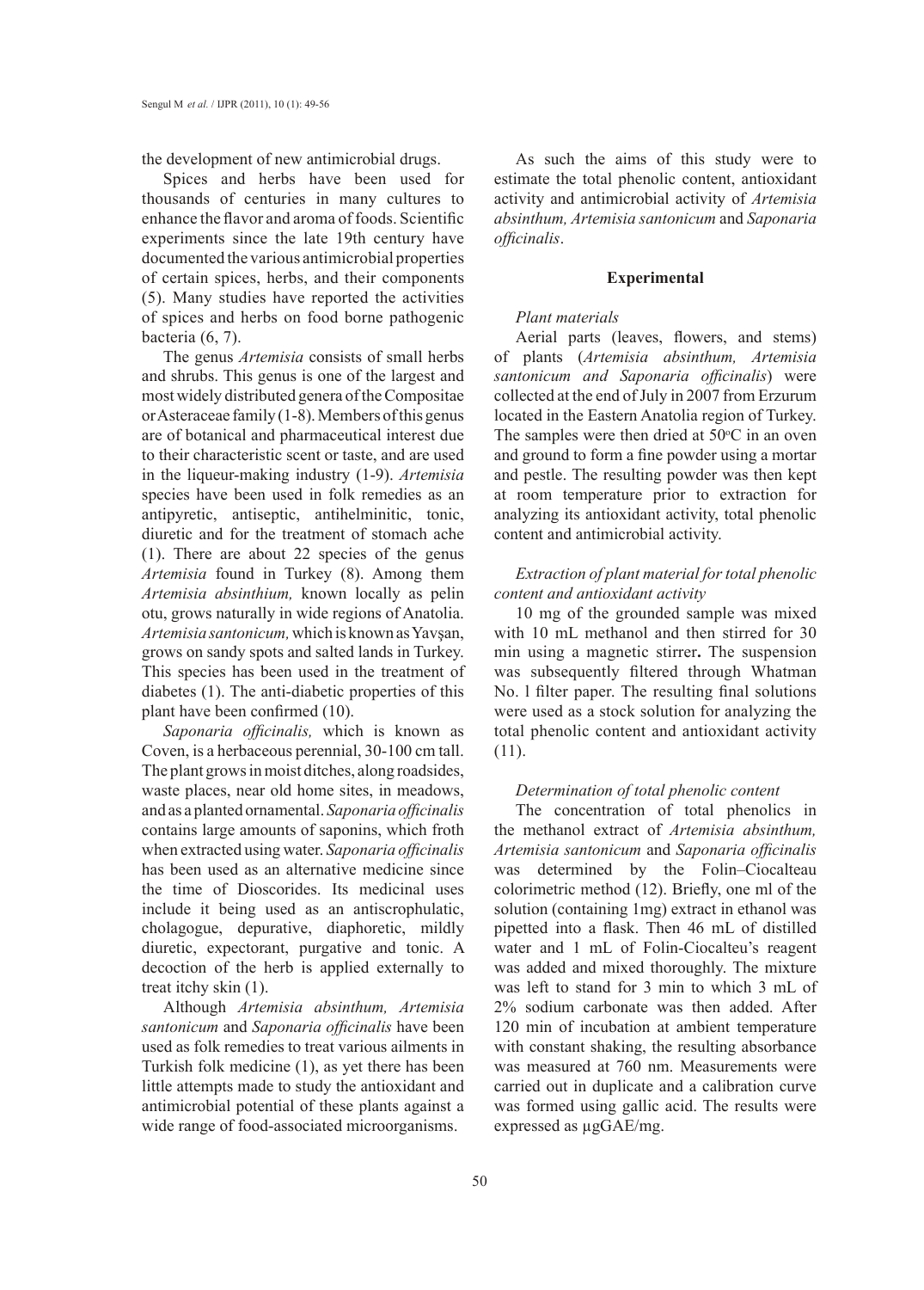the development of new antimicrobial drugs.

Spices and herbs have been used for thousands of centuries in many cultures to enhance the flavor and aroma of foods. Scientific experiments since the late 19th century have documented the various antimicrobial properties of certain spices, herbs, and their components (5). Many studies have reported the activities of spices and herbs on food borne pathogenic bacteria (6, 7).

The genus *Artemisia* consists of small herbs and shrubs. This genus is one of the largest and most widely distributed genera of the Compositae or Asteraceae family (1-8). Members of this genus are of botanical and pharmaceutical interest due to their characteristic scent or taste, and are used in the liqueur-making industry (1-9). *Artemisia* species have been used in folk remedies as an antipyretic, antiseptic, antihelminitic, tonic, diuretic and for the treatment of stomach ache (1). There are about 22 species of the genus *Artemisia* found in Turkey (8). Among them *Artemisia absinthium,* known locally as pelin otu, grows naturally in wide regions of Anatolia. *Artemisia santonicum,* which is known as Yavşan, grows on sandy spots and salted lands in Turkey. This species has been used in the treatment of diabetes (1). The anti-diabetic properties of this plant have been confirmed (10).

*Saponaria officinalis,* which is known as Coven, is a herbaceous perennial, 30-100 cm tall. The plant grows in moist ditches, along roadsides, waste places, near old home sites, in meadows, and as a planted ornamental. *Saponaria officinalis* contains large amounts of saponins, which froth when extracted using water. *Saponaria officinalis* has been used as an alternative medicine since the time of Dioscorides. Its medicinal uses include it being used as an antiscrophulatic, cholagogue, depurative, diaphoretic, mildly diuretic, expectorant, purgative and tonic. A decoction of the herb is applied externally to treat itchy skin (1).

Although *Artemisia absinthum, Artemisia santonicum* and *Saponaria officinalis* have been used as folk remedies to treat various ailments in Turkish folk medicine (1), as yet there has been little attempts made to study the antioxidant and antimicrobial potential of these plants against a wide range of food-associated microorganisms.

As such the aims of this study were to estimate the total phenolic content, antioxidant activity and antimicrobial activity of *Artemisia absinthum, Artemisia santonicum* and *Saponaria officinalis*.

## Experimental

### *Plant materials*

Aerial parts (leaves, flowers, and stems) of plants (*Artemisia absinthum, Artemisia santonicum and Saponaria officinalis*) were collected at the end of July in 2007 from Erzurum located in the Eastern Anatolia region of Turkey. The samples were then dried at 50°C in an oven and ground to form a fine powder using a mortar and pestle. The resulting powder was then kept at room temperature prior to extraction for analyzing its antioxidant activity, total phenolic content and antimicrobial activity.

### *Extraction of plant material for total phenolic content and antioxidant activity*

10 mg of the grounded sample was mixed with 10 mL methanol and then stirred for 30 min using a magnetic stirrer**.** The suspension was subsequently filtered through Whatman No. l filter paper. The resulting final solutions were used as a stock solution for analyzing the total phenolic content and antioxidant activity (11).

### *Determination of total phenolic content*

The concentration of total phenolics in the methanol extract of *Artemisia absinthum, Artemisia santonicum* and *Saponaria officinalis* was determined by the Folin–Ciocalteu colorimetric method (12). Briefly, one ml of the solution (containing 1mg) extract in ethanol was pipetted into a flask. Then 46 mL of distilled water and 1 mL of Folin-Ciocalteu's reagent was added and mixed thoroughly. The mixture was left to stand for 3 min to which 3 mL of 2% sodium carbonate was then added. After 120 min of incubation at ambient temperature with constant shaking, the resulting absorbance was measured at 760 nm. Measurements were carried out in duplicate and a calibration curve was formed using gallic acid. The results were expressed as µgGAE/mg.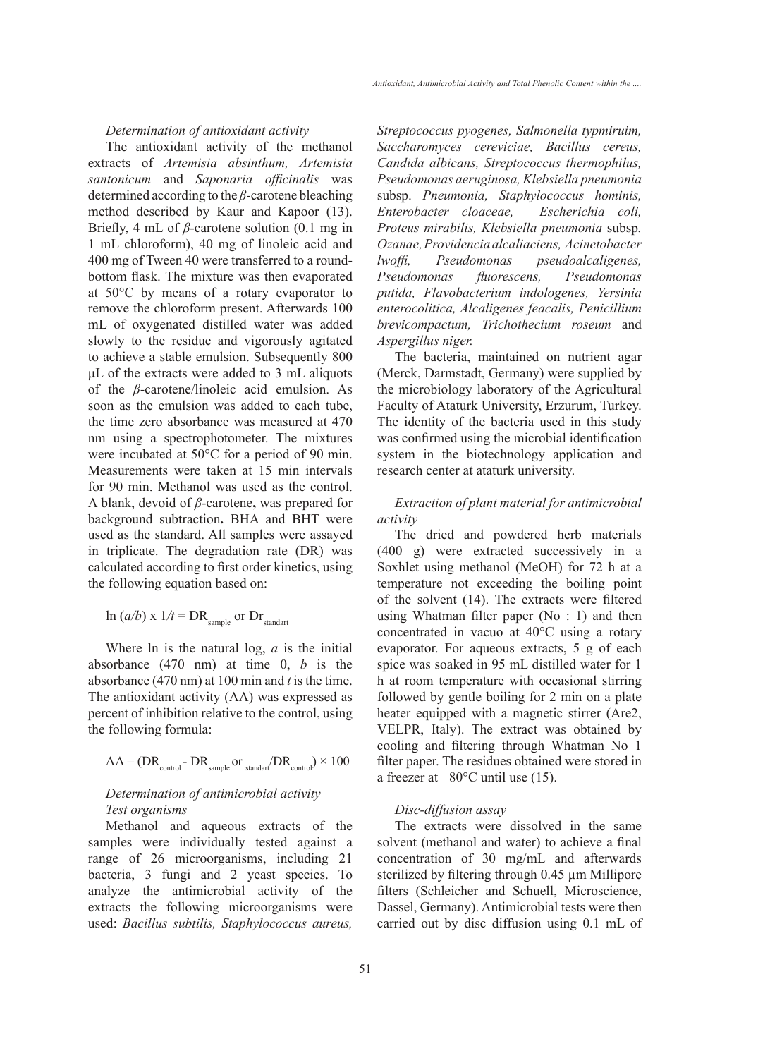*Determination of antioxidant activity*

The antioxidant activity of the methanol extracts of *Artemisia absinthum, Artemisia santonicum* and *Saponaria officinalis* was determined according to the *β*-carotene bleaching method described by Kaur and Kapoor (13). Briefly, 4 mL of *β*-carotene solution (0.1 mg in 1 mL chloroform), 40 mg of linoleic acid and 400 mg of Tween 40 were transferred to a round-bottom flask. The mixture was then evaporated at 50°C by means of a rotary evaporator to remove the chloroform present. Afterwards 100 mL of oxygenated distilled water was added slowly to the residue and vigorously agitated to achieve a stable emulsion. Subsequently 800 μL of the extracts were added to 3 mL aliquots of the *β*-carotene/linoleic acid emulsion. As soon as the emulsion was added to each tube, the time zero absorbance was measured at 470 nm using a spectrophotometer. The mixtures were incubated at 50°C for a period of 90 min. Measurements were taken at 15 min intervals for 90 min. Methanol was used as the control. A blank, devoid of *β*-carotene**,** was prepared for background subtraction**.** BHA and BHT were used as the standard. All samples were assayed in triplicate. The degradation rate (DR) was calculated according to first order kinetics, using the following equation based on:

$$\ln (a/b) \times 1/t = DR_{sample} \text{ or } Dr_{standart}$$

Where ln is the natural log, *a* is the initial absorbance (470 nm) at time 0, *b* is the absorbance (470 nm) at 100 min and *t* is the time. The antioxidant activity (AA) was expressed as percent of inhibition relative to the control, using the following formula:

$$AA = (DR_{control} - DR_{sample} \text{ or } _{standart}/DR_{control}) \times 100$$

*Determination of antimicrobial activity*
*Test organisms*

Methanol and aqueous extracts of the samples were individually tested against a range of 26 microorganisms, including 21 bacteria, 3 fungi and 2 yeast species. To analyze the antimicrobial activity of the extracts the following microorganisms were used: *Bacillus subtilis, Staphylococcus aureus, Streptococcus pyogenes, Salmonella typmiruim, Saccharomyces cereviciae, Bacillus cereus, Candida albicans, Streptococcus thermophilus, Pseudomonas aeruginosa, Klebsiella pneumonia* subsp. *Pneumonia, Staphylococcus hominis, Enterobacter cloaceae, Escherichia coli, Proteus mirabilis, Klebsiella pneumonia* subsp*. Ozanae, Providencia alcaliaciens, Acinetobacter lwoffi, Pseudomonas pseudoalcaligenes, Pseudomonas fluorescens, Pseudomonas putida, Flavobacterium indologenes, Yersinia enterocolitica, Alcaligenes feacalis, Penicillium brevicompactum, Trichothecium roseum* and *Aspergillus niger.*

The bacteria, maintained on nutrient agar (Merck, Darmstadt, Germany) were supplied by the microbiology laboratory of the Agricultural Faculty of Ataturk University, Erzurum, Turkey. The identity of the bacteria used in this study was confirmed using the microbial identification system in the biotechnology application and research center at ataturk university.

*Extraction of plant material for antimicrobial activity*

The dried and powdered herb materials (400 g) were extracted successively in a Soxhlet using methanol (MeOH) for 72 h at a temperature not exceeding the boiling point of the solvent (14). The extracts were filtered using Whatman filter paper (No : 1) and then concentrated in vacuo at 40°C using a rotary evaporator. For aqueous extracts, 5 g of each spice was soaked in 95 mL distilled water for 1 h at room temperature with occasional stirring followed by gentle boiling for 2 min on a plate heater equipped with a magnetic stirrer (Are2, VELPR, Italy). The extract was obtained by cooling and filtering through Whatman No 1 filter paper. The residues obtained were stored in a freezer at −80°C until use (15).

*Disc-diffusion assay*

The extracts were dissolved in the same solvent (methanol and water) to achieve a final concentration of 30 mg/mL and afterwards sterilized by filtering through 0.45 μm Millipore filters (Schleicher and Schuell, Microscience, Dassel, Germany). Antimicrobial tests were then carried out by disc diffusion using 0.1 mL of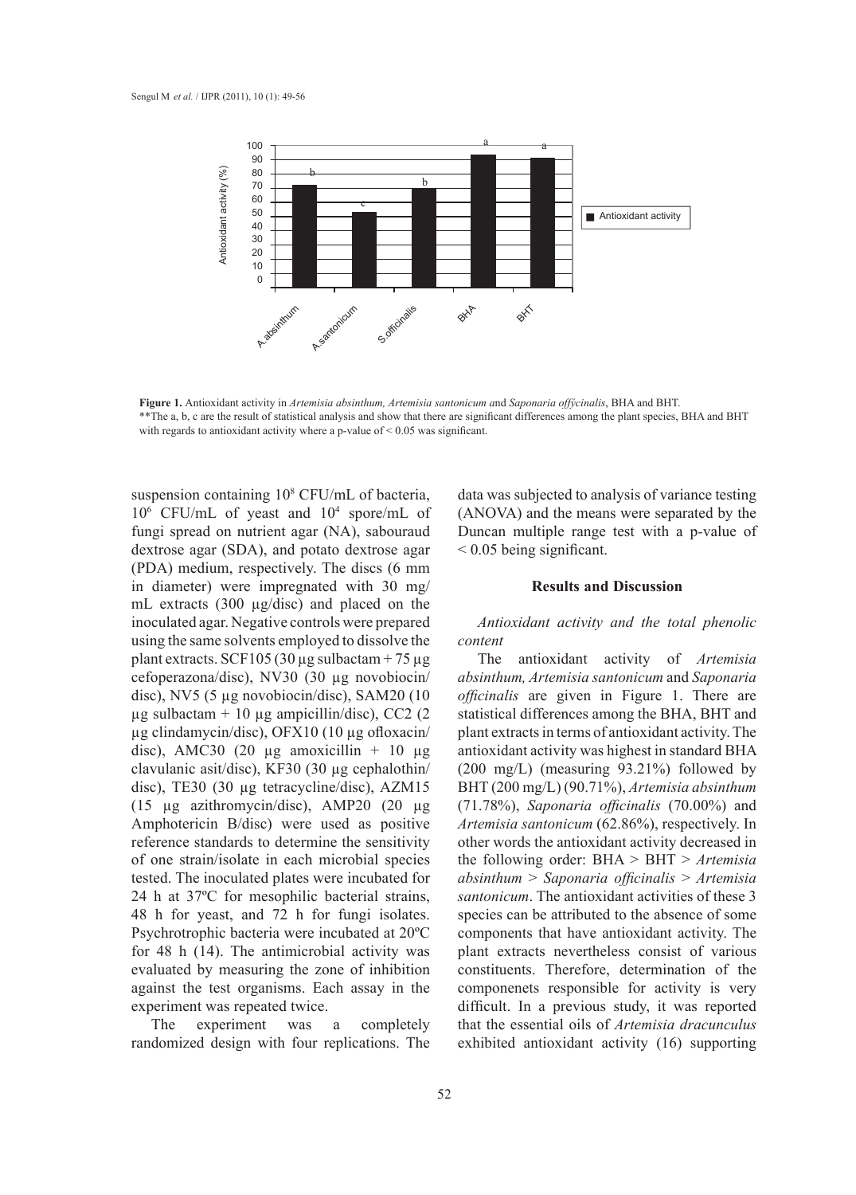**Figure 1.** Antioxidant activity in *Artemisia absinthum, Artemisia santonicum a*nd *Saponaria offycinalis*, BHA and BHT.
**The a, b, c are the result of statistical analysis and show that there are significant differences among the plant species, BHA and BHT with regards to antioxidant activity where a p-value of < 0.05 was significant.

suspension containing $10^8$ CFU/mL of bacteria, $10^6$ CFU/mL of yeast and $10^4$ spore/mL of fungi spread on nutrient agar (NA), sabouraud dextrose agar (SDA), and potato dextrose agar (PDA) medium, respectively. The discs (6 mm in diameter) were impregnated with 30 mg/mL extracts (300 µg/disc) and placed on the inoculated agar. Negative controls were prepared using the same solvents employed to dissolve the plant extracts. SCF105 (30 µg sulbactam + 75 µg cefoperazona/disc), NV30 (30 µg novobiocin/disc), NV5 (5 µg novobiocin/disc), SAM20 (10 µg sulbactam + 10 µg ampicillin/disc), CC2 (2 µg clindamycin/disc), OFX10 (10 µg ofloxacin/disc), AMC30 (20 µg amoxicillin + 10 µg clavulanic asit/disc), KF30 (30 µg cephalothin/disc), TE30 (30 µg tetracycline/disc), AZM15 (15 µg azithromycin/disc), AMP20 (20 µg Amphotericin B/disc) were used as positive reference standards to determine the sensitivity of one strain/isolate in each microbial species tested. The inoculated plates were incubated for 24 h at 37ºC for mesophilic bacterial strains, 48 h for yeast, and 72 h for fungi isolates. Psychrotrophic bacteria were incubated at 20ºC for 48 h (14). The antimicrobial activity was evaluated by measuring the zone of inhibition against the test organisms. Each assay in the experiment was repeated twice.

The experiment was a completely randomized design with four replications. The data was subjected to analysis of variance testing (ANOVA) and the means were separated by the Duncan multiple range test with a p-value of < 0.05 being significant.

## Results and Discussion

### *Antioxidant activity and the total phenolic content*

The antioxidant activity of *Artemisia absinthum, Artemisia santonicum* and *Saponaria officinalis* are given in Figure 1. There are statistical differences among the BHA, BHT and plant extracts in terms of antioxidant activity. The antioxidant activity was highest in standard BHA (200 mg/L) (measuring 93.21%) followed by BHT (200 mg/L) (90.71%), *Artemisia absinthum* (71.78%), *Saponaria officinalis* (70.00%) and *Artemisia santonicum* (62.86%), respectively. In other words the antioxidant activity decreased in the following order: BHA > BHT > *Artemisia absinthum* > *Saponaria officinalis* > *Artemisia santonicum*. The antioxidant activities of these 3 species can be attributed to the absence of some components that have antioxidant activity. The plant extracts nevertheless consist of various constituents. Therefore, determination of the componenets responsible for activity is very difficult. In a previous study, it was reported that the essential oils of *Artemisia dracunculus* exhibited antioxidant activity (16) supporting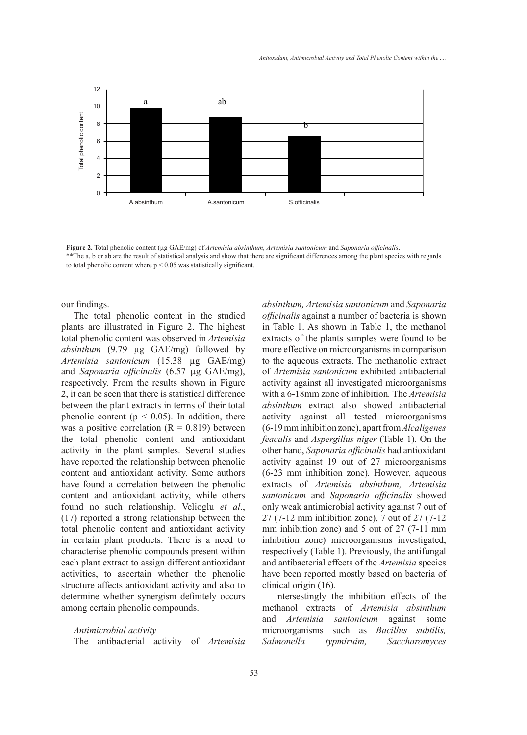Figure 2. Total phenolic content (µg GAE/mg) of *Artemisia absinthum, Artemisia santonicum* and *Saponaria officinalis*.
**The a, b or ab are the result of statistical analysis and show that there are significant differences among the plant species with regards to total phenolic content where $p < 0.05$ was statistically significant.

our findings.

The total phenolic content in the studied plants are illustrated in Figure 2. The highest total phenolic content was observed in *Artemisia absinthum* (9.79 µg GAE/mg) followed by *Artemisia santonicum* (15.38 µg GAE/mg) and *Saponaria officinalis* (6.57 µg GAE/mg), respectively. From the results shown in Figure 2, it can be seen that there is statistical difference between the plant extracts in terms of their total phenolic content ($p < 0.05$). In addition, there was a positive correlation ($R = 0.819$) between the total phenolic content and antioxidant activity in the plant samples. Several studies have reported the relationship between phenolic content and antioxidant activity. Some authors have found a correlation between the phenolic content and antioxidant activity, while others found no such relationship. Velioglu *et al*., (17) reported a strong relationship between the total phenolic content and antioxidant activity in certain plant products. There is a need to characterise phenolic compounds present within each plant extract to assign different antioxidant activities, to ascertain whether the phenolic structure affects antioxidant activity and also to determine whether synergism definitely occurs among certain phenolic compounds.

*Antimicrobial activity*

The antibacterial activity of *Artemisia absinthum, Artemisia santonicum* and *Saponaria officinalis* against a number of bacteria is shown in Table 1. As shown in Table 1, the methanol extracts of the plants samples were found to be more effective on microorganisms in comparison to the aqueous extracts. The methanolic extract of *Artemisia santonicum* exhibited antibacterial activity against all investigated microorganisms with a 6-18mm zone of inhibition. The *Artemisia absinthum* extract also showed antibacterial activity against all tested microorganisms (6-19 mm inhibition zone), apart from *Alcaligenes feacalis* and *Aspergillus niger* (Table 1). On the other hand, *Saponaria officinalis* had antioxidant activity against 19 out of 27 microorganisms (6-23 mm inhibition zone). However, aqueous extracts of *Artemisia absinthum, Artemisia santonicum* and *Saponaria officinalis* showed only weak antimicrobial activity against 7 out of 27 (7-12 mm inhibition zone), 7 out of 27 (7-12 mm inhibition zone) and 5 out of 27 (7-11 mm inhibition zone) microorganisms investigated, respectively (Table 1). Previously, the antifungal and antibacterial effects of the *Artemisia* species have been reported mostly based on bacteria of clinical origin (16).

Intersestingly the inhibition effects of the methanol extracts of *Artemisia absinthum* and *Artemisia santonicum* against some microorganisms such as *Bacillus subtilis, Salmonella typmiruim, Saccharomyces*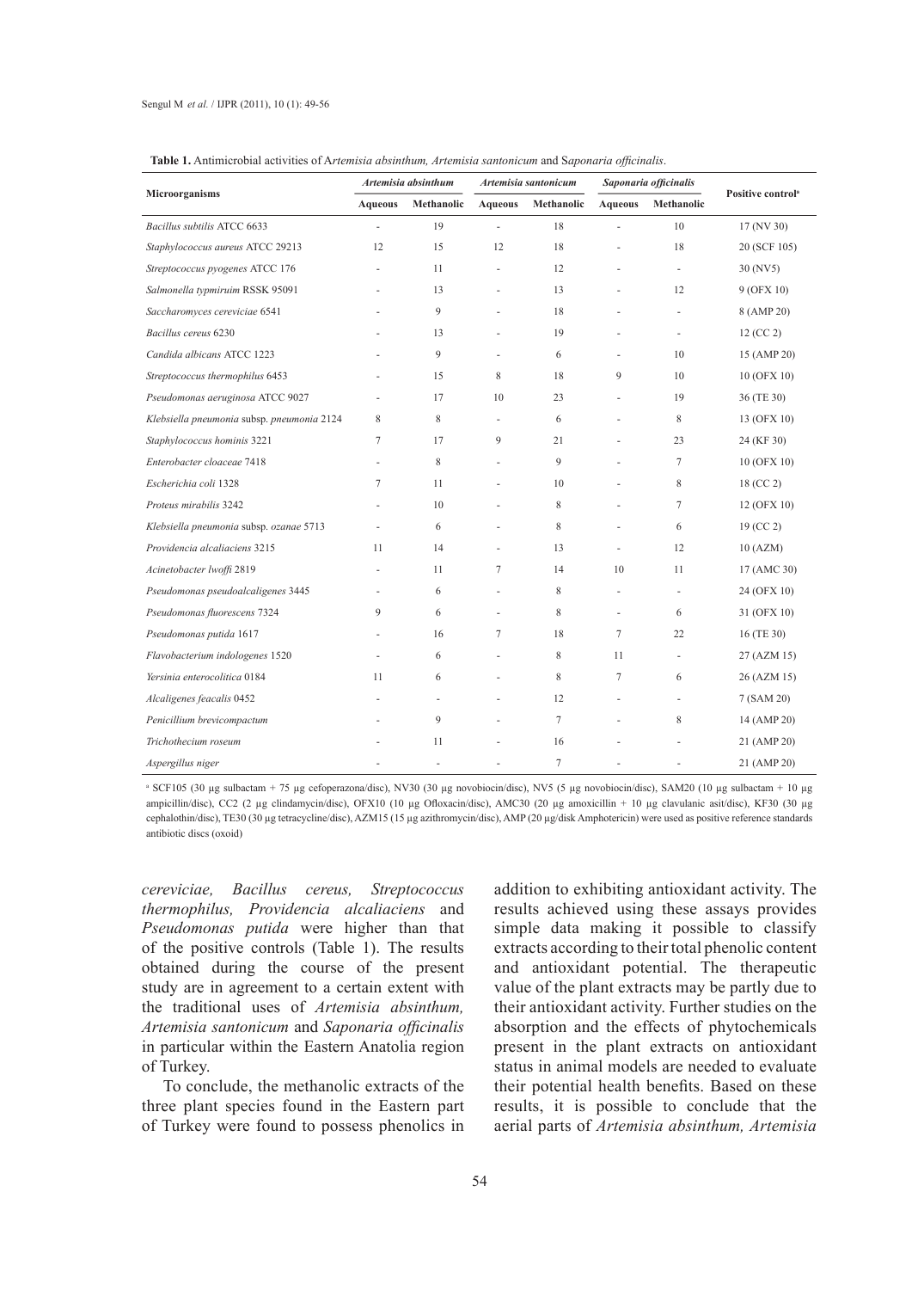**Table 1.** Antimicrobial activities of A*rtemisia absinthum, Artemisia santonicum* and S*aponaria officinalis*.

| Microorganisms | *Artemisia absinthum* | | *Artemisia santonicum* | | *Saponaria officinalis* | | Positive control[a] |
|---|---|---|---|---|---|---|---|
| | Aqueous | Methanolic | Aqueous | Methanolic | Aqueous | Methanolic | |
| *Bacillus subtilis* ATCC 6633 | - | 19 | - | 18 | - | 10 | 17 (NV 30) |
| *Staphylococcus aureus* ATCC 29213 | 12 | 15 | 12 | 18 | - | 18 | 20 (SCF 105) |
| *Streptococcus pyogenes* ATCC 176 | - | 11 | - | 12 | - | - | 30 (NV5) |
| *Salmonella typmiruim* RSSK 95091 | - | 13 | - | 13 | - | 12 | 9 (OFX 10) |
| *Saccharomyces cereviciae* 6541 | - | 9 | - | 18 | - | - | 8 (AMP 20) |
| *Bacillus cereus* 6230 | - | 13 | - | 19 | - | - | 12 (CC 2) |
| *Candida albicans* ATCC 1223 | - | 9 | - | 6 | - | 10 | 15 (AMP 20) |
| *Streptococcus thermophilus* 6453 | - | 15 | 8 | 18 | 9 | 10 | 10 (OFX 10) |
| *Pseudomonas aeruginosa* ATCC 9027 | - | 17 | 10 | 23 | - | 19 | 36 (TE 30) |
| *Klebsiella pneumonia* subsp. *pneumonia* 2124 | 8 | 8 | - | 6 | - | 8 | 13 (OFX 10) |
| *Staphylococcus hominis* 3221 | 7 | 17 | 9 | 21 | - | 23 | 24 (KF 30) |
| *Enterobacter cloaceae* 7418 | - | 8 | - | 9 | - | 7 | 10 (OFX 10) |
| *Escherichia coli* 1328 | 7 | 11 | - | 10 | - | 8 | 18 (CC 2) |
| *Proteus mirabilis* 3242 | - | 10 | - | 8 | - | 7 | 12 (OFX 10) |
| *Klebsiella pneumonia* subsp. *ozanae* 5713 | - | 6 | - | 8 | - | 6 | 19 (CC 2) |
| *Providencia alcaliaciens* 3215 | 11 | 14 | - | 13 | - | 12 | 10 (AZM) |
| *Acinetobacter lwoffi* 2819 | - | 11 | 7 | 14 | 10 | 11 | 17 (AMC 30) |
| *Pseudomonas pseudoalcaligenes* 3445 | - | 6 | - | 8 | - | - | 24 (OFX 10) |
| *Pseudomonas fluorescens* 7324 | 9 | 6 | - | 8 | - | 6 | 31 (OFX 10) |
| *Pseudomonas putida* 1617 | - | 16 | 7 | 18 | 7 | 22 | 16 (TE 30) |
| *Flavobacterium indologenes* 1520 | - | 6 | - | 8 | 11 | - | 27 (AZM 15) |
| *Yersinia enterocolitica* 0184 | 11 | 6 | - | 8 | 7 | 6 | 26 (AZM 15) |
| *Alcaligenes feacalis* 0452 | - | - | - | 12 | - | - | 7 (SAM 20) |
| *Penicillium brevicompactum* | - | 9 | - | 7 | - | 8 | 14 (AMP 20) |
| *Trichothecium roseum* | - | 11 | - | 16 | - | - | 21 (AMP 20) |
| *Aspergillus niger* | - | - | - | 7 | - | - | 21 (AMP 20) |

[a] SCF105 (30 µg sulbactam + 75 µg cefoperazona/disc), NV30 (30 µg novobiocin/disc), NV5 (5 µg novobiocin/disc), SAM20 (10 µg sulbactam + 10 µg ampicillin/disc), CC2 (2 µg clindamycin/disc), OFX10 (10 µg Ofloxacin/disc), AMC30 (20 µg amoxicillin + 10 µg clavulanic asit/disc), KF30 (30 µg cephalothin/disc), TE30 (30 µg tetracycline/disc), AZM15 (15 µg azithromycin/disc), AMP (20 µg/disk Amphotericin) were used as positive reference standards antibiotic discs (oxoid)

*cereviciae, Bacillus cereus, Streptococcus thermophilus, Providencia alcaliaciens* and *Pseudomonas putida* were higher than that of the positive controls (Table 1). The results obtained during the course of the present study are in agreement to a certain extent with the traditional uses of *Artemisia absinthum, Artemisia santonicum* and *Saponaria officinalis* in particular within the Eastern Anatolia region of Turkey.

To conclude, the methanolic extracts of the three plant species found in the Eastern part of Turkey were found to possess phenolics in addition to exhibiting antioxidant activity. The results achieved using these assays provides simple data making it possible to classify extracts according to their total phenolic content and antioxidant potential. The therapeutic value of the plant extracts may be partly due to their antioxidant activity. Further studies on the absorption and the effects of phytochemicals present in the plant extracts on antioxidant status in animal models are needed to evaluate their potential health benefits. Based on these results, it is possible to conclude that the aerial parts of *Artemisia absinthum, Artemisia*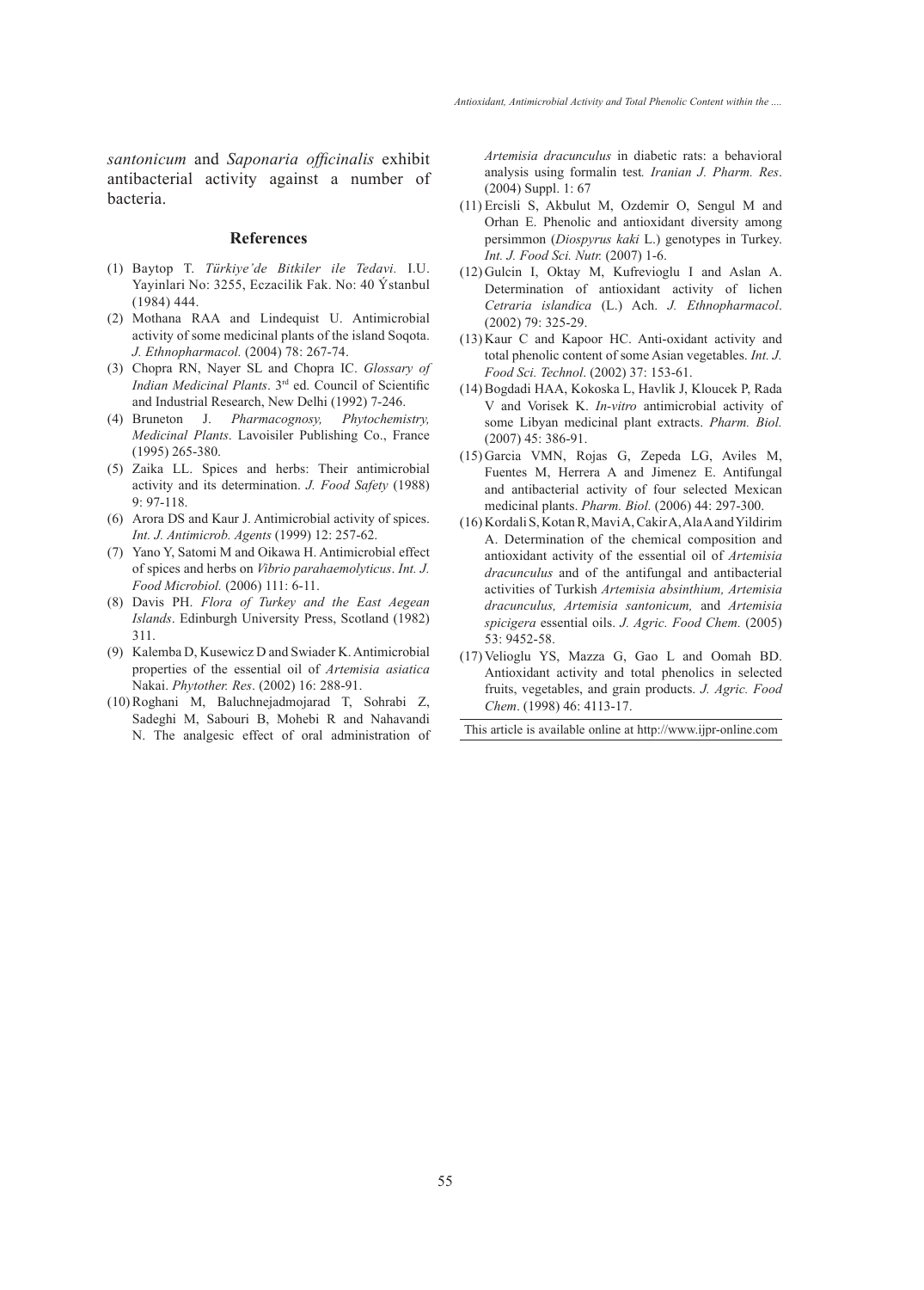*santonicum* and *Saponaria officinalis* exhibit antibacterial activity against a number of bacteria.

## References

(1) Baytop T. *Türkiye'de Bitkiler ile Tedavi.* I.U. Yayinlari No: 3255, Eczacilik Fak. No: 40 Ýstanbul (1984) 444.

(2) Mothana RAA and Lindequist U. Antimicrobial activity of some medicinal plants of the island Soqota. *J. Ethnopharmacol.* (2004) 78: 267-74.

(3) Chopra RN, Nayer SL and Chopra IC. *Glossary of Indian Medicinal Plants*. 3rd ed. Council of Scientific and Industrial Research, New Delhi (1992) 7-246.

(4) Bruneton J. *Pharmacognosy, Phytochemistry, Medicinal Plants*. Lavoisiler Publishing Co., France (1995) 265-380.

(5) Zaika LL. Spices and herbs: Their antimicrobial activity and its determination. *J. Food Safety* (1988) 9: 97-118.

(6) Arora DS and Kaur J. Antimicrobial activity of spices. *Int. J. Antimicrob. Agents* (1999) 12: 257-62.

(7) Yano Y, Satomi M and Oikawa H. Antimicrobial effect of spices and herbs on *Vibrio parahaemolyticus*. *Int. J. Food Microbiol.* (2006) 111: 6-11.

(8) Davis PH. *Flora of Turkey and the East Aegean Islands*. Edinburgh University Press, Scotland (1982) 311.

(9) Kalemba D, Kusewicz D and Swiader K. Antimicrobial properties of the essential oil of *Artemisia asiatica* Nakai. *Phytother. Res*. (2002) 16: 288-91.

(10) Roghani M, Baluchnejadmojarad T, Sohrabi Z, Sadeghi M, Sabouri B, Mohebi R and Nahavandi N. The analgesic effect of oral administration of *Artemisia dracunculus* in diabetic rats: a behavioral analysis using formalin test. *Iranian J. Pharm. Res*. (2004) Suppl. 1: 67

(11) Ercisli S, Akbulut M, Ozdemir O, Sengul M and Orhan E. Phenolic and antioxidant diversity among persimmon (*Diospyrus kaki* L.) genotypes in Turkey. *Int. J. Food Sci. Nutr.* (2007) 1-6.

(12) Gulcin I, Oktay M, Kufrevioglu I and Aslan A. Determination of antioxidant activity of lichen *Cetraria islandica* (L.) Ach. *J. Ethnopharmacol*. (2002) 79: 325-29.

(13) Kaur C and Kapoor HC. Anti-oxidant activity and total phenolic content of some Asian vegetables. *Int. J. Food Sci. Technol*. (2002) 37: 153-61.

(14) Bogdadi HAA, Kokoska L, Havlik J, Kloucek P, Rada V and Vorisek K. *In-vitro* antimicrobial activity of some Libyan medicinal plant extracts. *Pharm. Biol.* (2007) 45: 386-91.

(15) Garcia VMN, Rojas G, Zepeda LG, Aviles M, Fuentes M, Herrera A and Jimenez E. Antifungal and antibacterial activity of four selected Mexican medicinal plants. *Pharm. Biol.* (2006) 44: 297-300.

(16) Kordali S, Kotan R, Mavi A, Cakir A, Ala A and Yildirim A. Determination of the chemical composition and antioxidant activity of the essential oil of *Artemisia dracunculus* and of the antifungal and antibacterial activities of Turkish *Artemisia absinthium, Artemisia dracunculus, Artemisia santonicum,* and *Artemisia spicigera* essential oils. *J. Agric. Food Chem.* (2005) 53: 9452-58.

(17) Velioglu YS, Mazza G, Gao L and Oomah BD. Antioxidant activity and total phenolics in selected fruits, vegetables, and grain products. *J. Agric. Food Chem*. (1998) 46: 4113-17.

This article is available online at http://www.ijpr-online.com